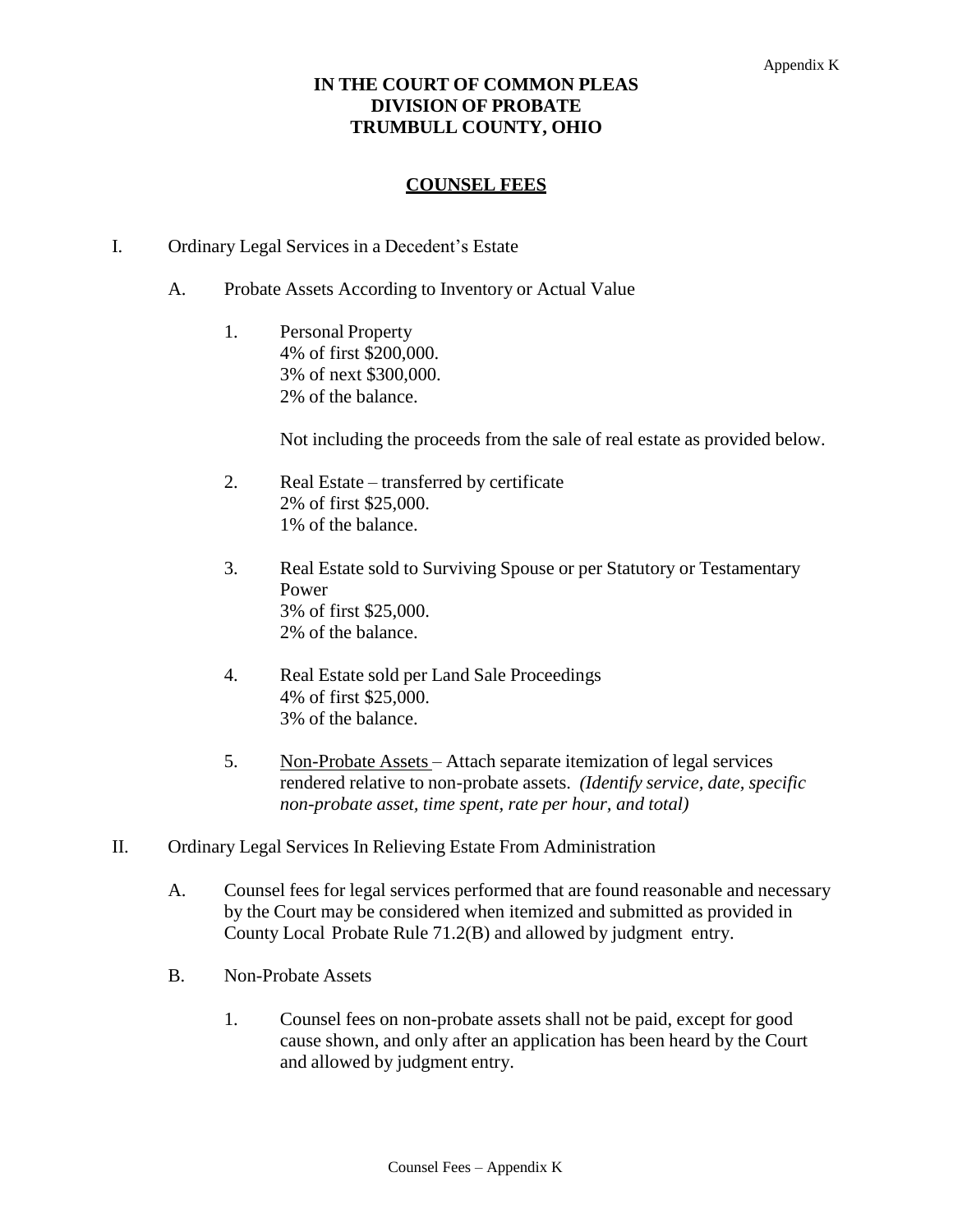Appendix K

**IN THE COURT OF COMMON PLEAS**
**DIVISION OF PROBATE**
**TRUMBULL COUNTY, OHIO**

## COUNSEL FEES

I. Ordinary Legal Services in a Decedent's Estate

A. Probate Assets According to Inventory or Actual Value

1. Personal Property
4% of first $200,000.
3% of next $300,000.
2% of the balance.

Not including the proceeds from the sale of real estate as provided below.

2. Real Estate – transferred by certificate
2% of first $25,000.
1% of the balance.

3. Real Estate sold to Surviving Spouse or per Statutory or Testamentary Power
3% of first $25,000.
2% of the balance.

4. Real Estate sold per Land Sale Proceedings
4% of first $25,000.
3% of the balance.

5. Non-Probate Assets – Attach separate itemization of legal services rendered relative to non-probate assets. *(Identify service, date, specific non-probate asset, time spent, rate per hour, and total)*

II. Ordinary Legal Services In Relieving Estate From Administration

A. Counsel fees for legal services performed that are found reasonable and necessary by the Court may be considered when itemized and submitted as provided in County Local Probate Rule 71.2(B) and allowed by judgment entry.

B. Non-Probate Assets

1. Counsel fees on non-probate assets shall not be paid, except for good cause shown, and only after an application has been heard by the Court and allowed by judgment entry.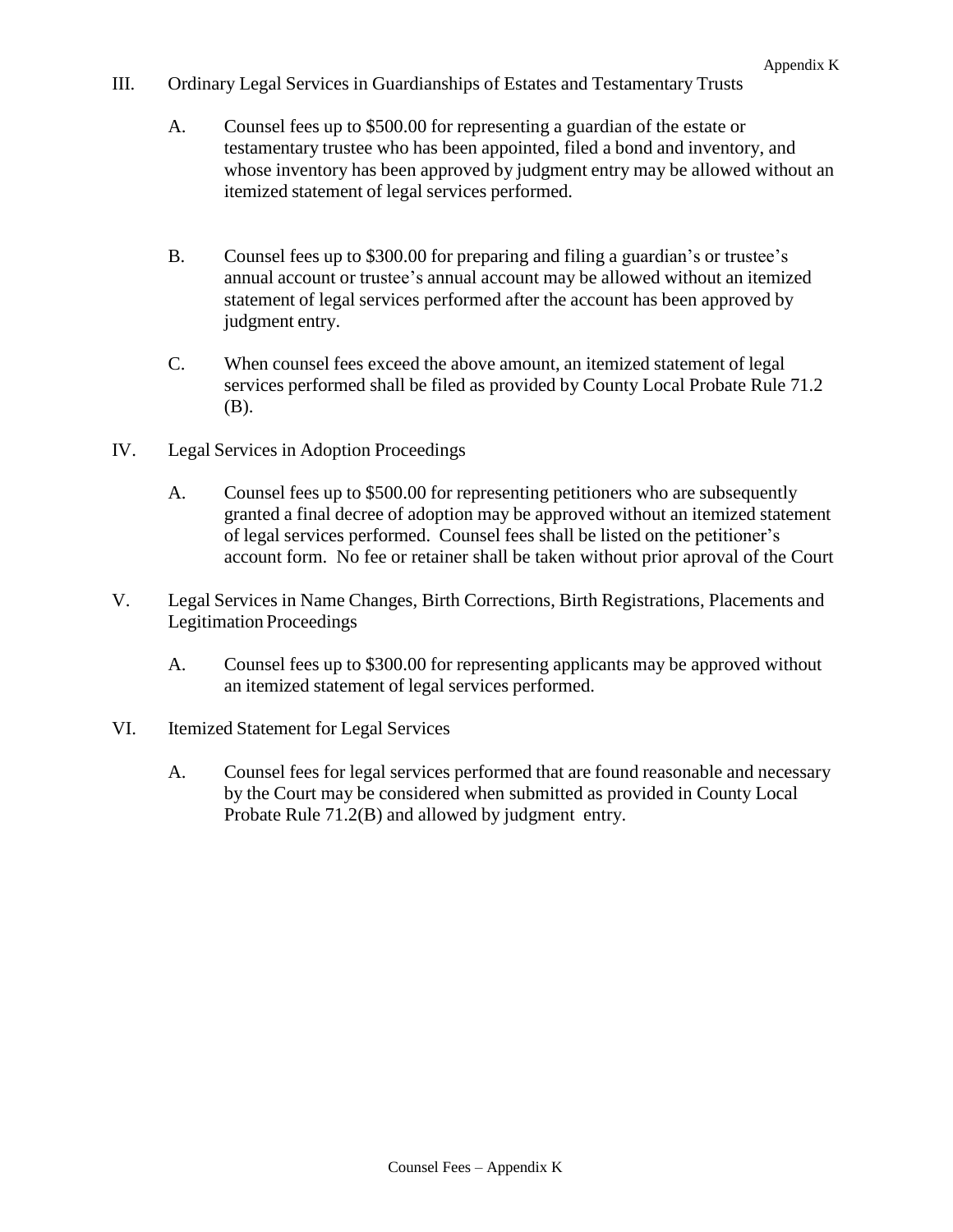III. Ordinary Legal Services in Guardianships of Estates and Testamentary Trusts

A. Counsel fees up to $500.00 for representing a guardian of the estate or testamentary trustee who has been appointed, filed a bond and inventory, and whose inventory has been approved by judgment entry may be allowed without an itemized statement of legal services performed.

B. Counsel fees up to $300.00 for preparing and filing a guardian's or trustee's annual account or trustee's annual account may be allowed without an itemized statement of legal services performed after the account has been approved by judgment entry.

C. When counsel fees exceed the above amount, an itemized statement of legal services performed shall be filed as provided by County Local Probate Rule 71.2 (B).

IV. Legal Services in Adoption Proceedings

A. Counsel fees up to $500.00 for representing petitioners who are subsequently granted a final decree of adoption may be approved without an itemized statement of legal services performed. Counsel fees shall be listed on the petitioner's account form. No fee or retainer shall be taken without prior aproval of the Court

V. Legal Services in Name Changes, Birth Corrections, Birth Registrations, Placements and Legitimation Proceedings

A. Counsel fees up to $300.00 for representing applicants may be approved without an itemized statement of legal services performed.

VI. Itemized Statement for Legal Services

A. Counsel fees for legal services performed that are found reasonable and necessary by the Court may be considered when submitted as provided in County Local Probate Rule 71.2(B) and allowed by judgment entry.